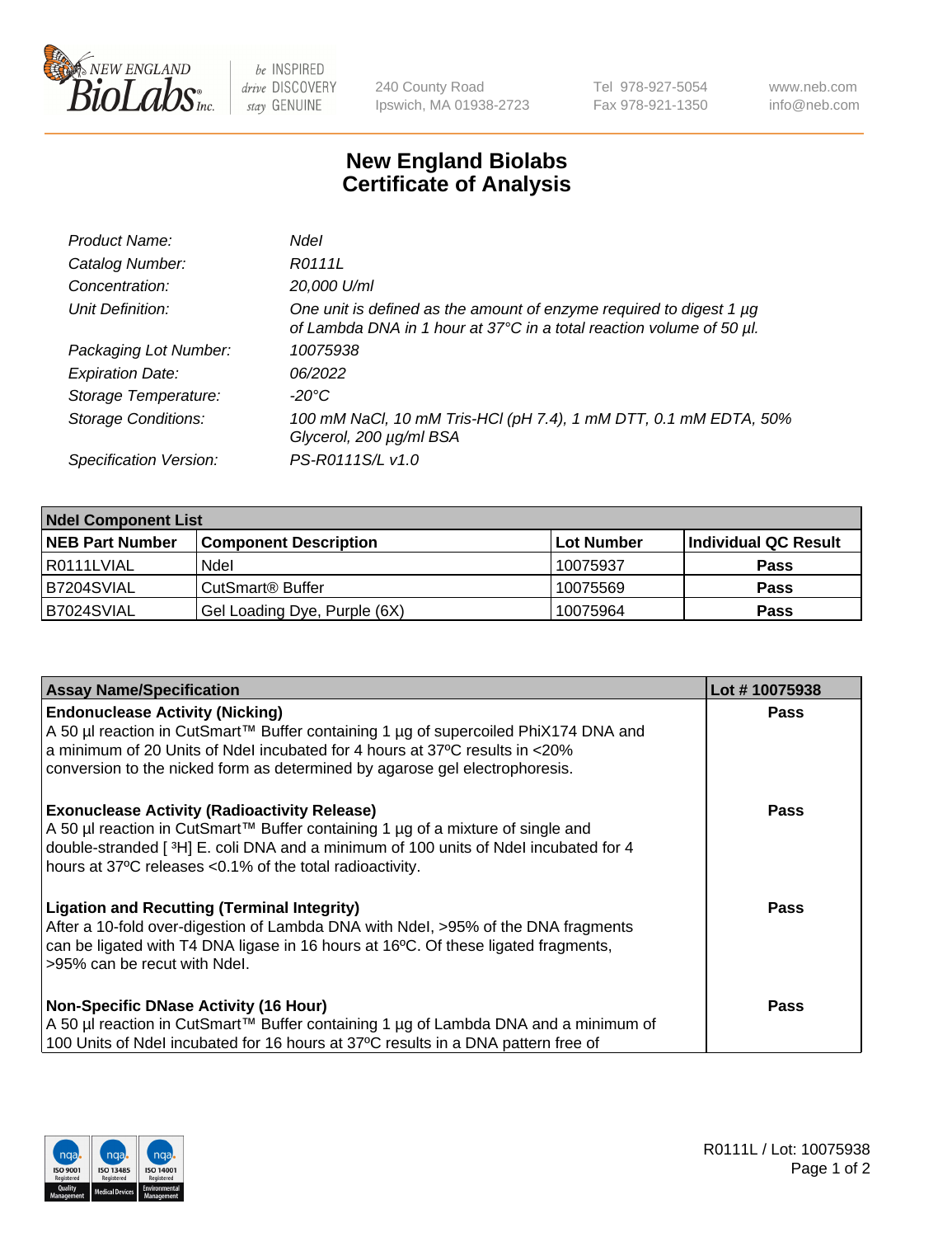New England BioLabs Inc. — be INSPIRED drive DISCOVERY stay GENUINE

240 County Road
Ipswich, MA 01938-2723

Tel 978-927-5054
Fax 978-921-1350

www.neb.com
info@neb.com

# New England Biolabs
# Certificate of Analysis

| | |
|---|---|
| *Product Name:* | *NdeI* |
| *Catalog Number:* | *R0111L* |
| *Concentration:* | *20,000 U/ml* |
| *Unit Definition:* | *One unit is defined as the amount of enzyme required to digest 1 µg of Lambda DNA in 1 hour at 37°C in a total reaction volume of 50 µl.* |
| *Packaging Lot Number:* | *10075938* |
| *Expiration Date:* | *06/2022* |
| *Storage Temperature:* | *-20°C* |
| *Storage Conditions:* | *100 mM NaCl, 10 mM Tris-HCl (pH 7.4), 1 mM DTT, 0.1 mM EDTA, 50% Glycerol, 200 µg/ml BSA* |
| *Specification Version:* | *PS-R0111S/L v1.0* |

| **NdeI Component List** | | | |
|---|---|---|---|
| **NEB Part Number** | **Component Description** | **Lot Number** | **Individual QC Result** |
| R0111LVIAL | NdeI | 10075937 | **Pass** |
| B7204SVIAL | CutSmart® Buffer | 10075569 | **Pass** |
| B7024SVIAL | Gel Loading Dye, Purple (6X) | 10075964 | **Pass** |

| **Assay Name/Specification** | **Lot # 10075938** |
|---|---|
| **Endonuclease Activity (Nicking)**<br>A 50 µl reaction in CutSmart™ Buffer containing 1 µg of supercoiled PhiX174 DNA and a minimum of 20 Units of NdeI incubated for 4 hours at 37ºC results in <20% conversion to the nicked form as determined by agarose gel electrophoresis. | **Pass** |
| **Exonuclease Activity (Radioactivity Release)**<br>A 50 µl reaction in CutSmart™ Buffer containing 1 µg of a mixture of single and double-stranded [ $^3$H] E. coli DNA and a minimum of 100 units of NdeI incubated for 4 hours at 37ºC releases <0.1% of the total radioactivity. | **Pass** |
| **Ligation and Recutting (Terminal Integrity)**<br>After a 10-fold over-digestion of Lambda DNA with NdeI, >95% of the DNA fragments can be ligated with T4 DNA ligase in 16 hours at 16ºC. Of these ligated fragments, >95% can be recut with NdeI. | **Pass** |
| **Non-Specific DNase Activity (16 Hour)**<br>A 50 µl reaction in CutSmart™ Buffer containing 1 µg of Lambda DNA and a minimum of 100 Units of NdeI incubated for 16 hours at 37ºC results in a DNA pattern free of | **Pass** |

R0111L / Lot: 10075938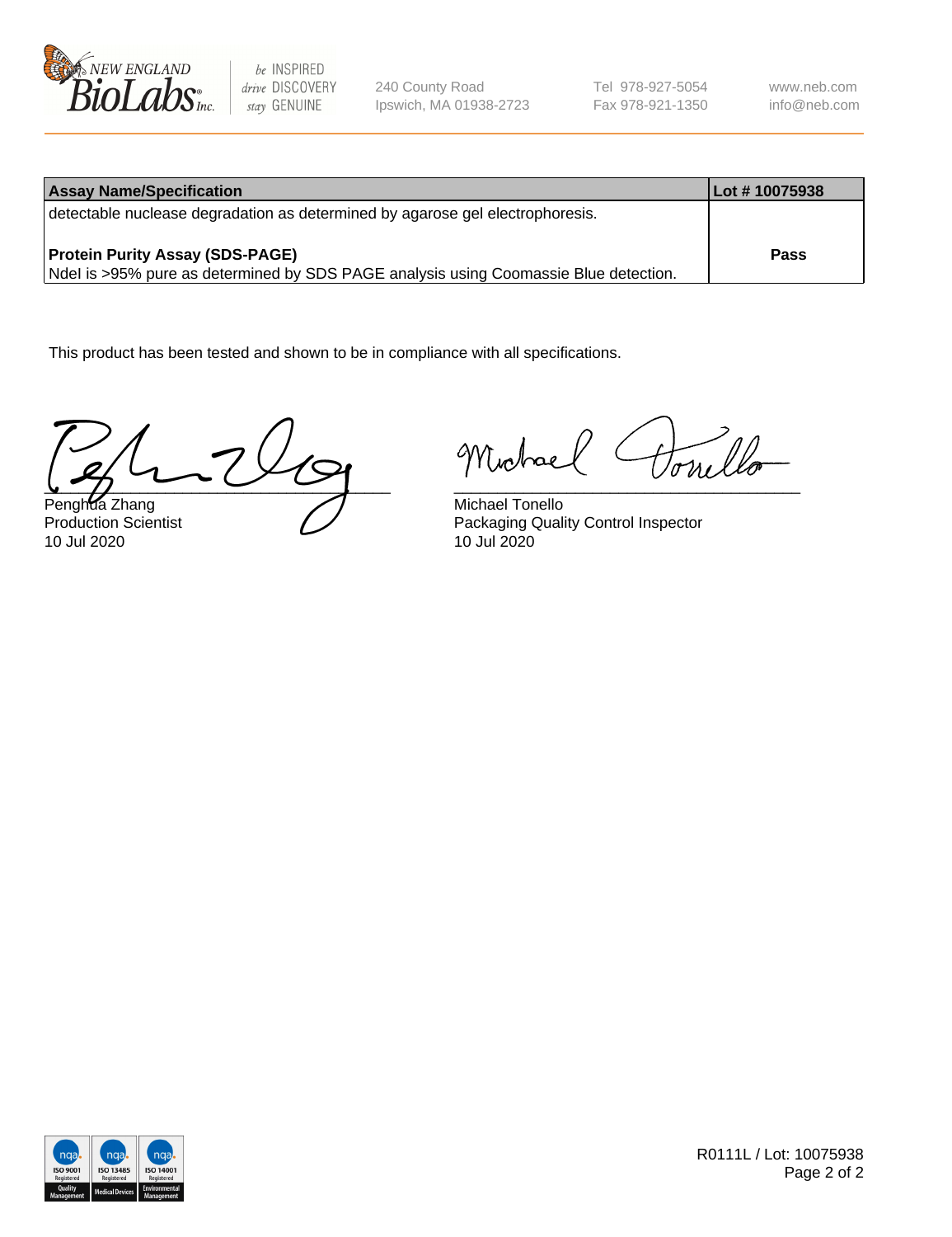| Assay Name/Specification | Lot # 10075938 |
|---|---|
| detectable nuclease degradation as determined by agarose gel electrophoresis. | |
| **Protein Purity Assay (SDS-PAGE)**<br>NdeI is >95% pure as determined by SDS PAGE analysis using Coomassie Blue detection. | **Pass** |

This product has been tested and shown to be in compliance with all specifications.

Penghua Zhang
Production Scientist
10 Jul 2020

Michael Tonello
Packaging Quality Control Inspector
10 Jul 2020

R0111L / Lot: 10075938